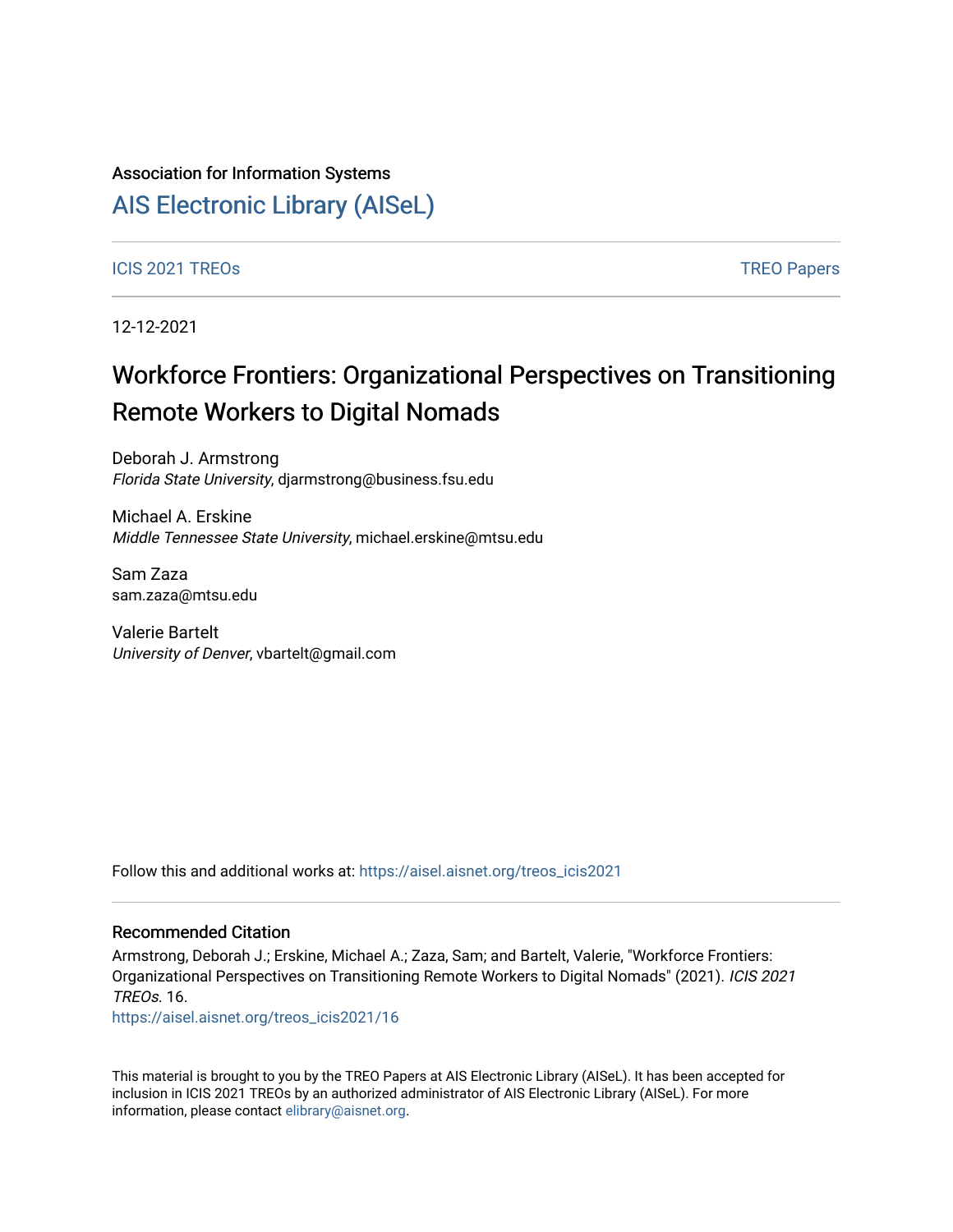Association for Information Systems

# AIS Electronic Library (AISeL)

ICIS 2021 TREOs

TREO Papers

12-12-2021

# Workforce Frontiers: Organizational Perspectives on Transitioning Remote Workers to Digital Nomads

Deborah J. Armstrong
*Florida State University*, djarmstrong@business.fsu.edu

Michael A. Erskine
*Middle Tennessee State University*, michael.erskine@mtsu.edu

Sam Zaza
sam.zaza@mtsu.edu

Valerie Bartelt
*University of Denver*, vbartelt@gmail.com

Follow this and additional works at: https://aisel.aisnet.org/treos_icis2021

## Recommended Citation

Armstrong, Deborah J.; Erskine, Michael A.; Zaza, Sam; and Bartelt, Valerie, "Workforce Frontiers: Organizational Perspectives on Transitioning Remote Workers to Digital Nomads" (2021). *ICIS 2021 TREOs*. 16.
https://aisel.aisnet.org/treos_icis2021/16

This material is brought to you by the TREO Papers at AIS Electronic Library (AISeL). It has been accepted for inclusion in ICIS 2021 TREOs by an authorized administrator of AIS Electronic Library (AISeL). For more information, please contact elibrary@aisnet.org.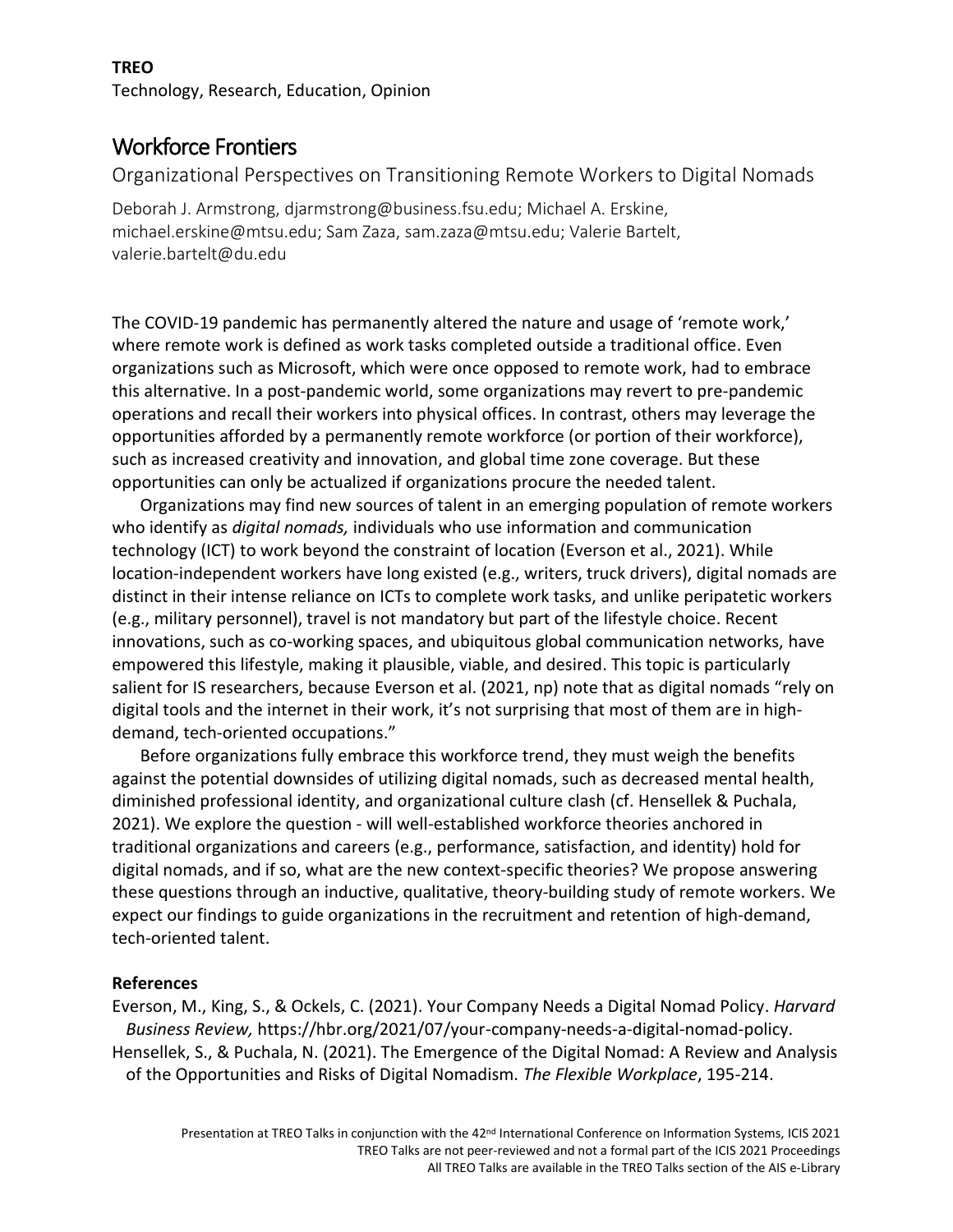**TREO**
Technology, Research, Education, Opinion

# Workforce Frontiers

## Organizational Perspectives on Transitioning Remote Workers to Digital Nomads

Deborah J. Armstrong, djarmstrong@business.fsu.edu; Michael A. Erskine, michael.erskine@mtsu.edu; Sam Zaza, sam.zaza@mtsu.edu; Valerie Bartelt, valerie.bartelt@du.edu

The COVID-19 pandemic has permanently altered the nature and usage of 'remote work,' where remote work is defined as work tasks completed outside a traditional office. Even organizations such as Microsoft, which were once opposed to remote work, had to embrace this alternative. In a post-pandemic world, some organizations may revert to pre-pandemic operations and recall their workers into physical offices. In contrast, others may leverage the opportunities afforded by a permanently remote workforce (or portion of their workforce), such as increased creativity and innovation, and global time zone coverage. But these opportunities can only be actualized if organizations procure the needed talent.

Organizations may find new sources of talent in an emerging population of remote workers who identify as *digital nomads,* individuals who use information and communication technology (ICT) to work beyond the constraint of location (Everson et al., 2021). While location-independent workers have long existed (e.g., writers, truck drivers), digital nomads are distinct in their intense reliance on ICTs to complete work tasks, and unlike peripatetic workers (e.g., military personnel), travel is not mandatory but part of the lifestyle choice. Recent innovations, such as co-working spaces, and ubiquitous global communication networks, have empowered this lifestyle, making it plausible, viable, and desired. This topic is particularly salient for IS researchers, because Everson et al. (2021, np) note that as digital nomads "rely on digital tools and the internet in their work, it's not surprising that most of them are in high-demand, tech-oriented occupations."

Before organizations fully embrace this workforce trend, they must weigh the benefits against the potential downsides of utilizing digital nomads, such as decreased mental health, diminished professional identity, and organizational culture clash (cf. Hensellek & Puchala, 2021). We explore the question - will well-established workforce theories anchored in traditional organizations and careers (e.g., performance, satisfaction, and identity) hold for digital nomads, and if so, what are the new context-specific theories? We propose answering these questions through an inductive, qualitative, theory-building study of remote workers. We expect our findings to guide organizations in the recruitment and retention of high-demand, tech-oriented talent.

### References

Everson, M., King, S., & Ockels, C. (2021). Your Company Needs a Digital Nomad Policy. *Harvard Business Review,* https://hbr.org/2021/07/your-company-needs-a-digital-nomad-policy.

Hensellek, S., & Puchala, N. (2021). The Emergence of the Digital Nomad: A Review and Analysis of the Opportunities and Risks of Digital Nomadism. *The Flexible Workplace*, 195-214.

Presentation at TREO Talks in conjunction with the 42nd International Conference on Information Systems, ICIS 2021
TREO Talks are not peer-reviewed and not a formal part of the ICIS 2021 Proceedings
All TREO Talks are available in the TREO Talks section of the AIS e-Library